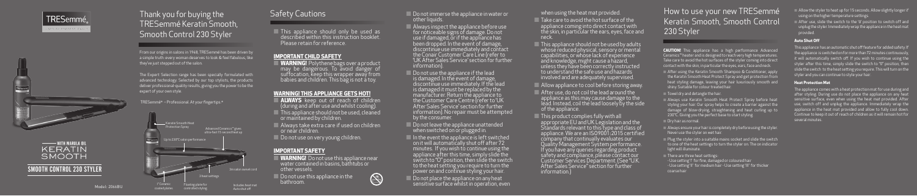TRESemmé

# Thank you for buying the TRESemmé Keratin Smooth, Smooth Control 230 Styler

From our origins in salons in 1948, TRESemmé has been driven by a simple truth: every woman deserves to look & feel fabulous, like they've just stepped out of the salon.

The Expert Selection range has been specially formulated with advanced technology. Selected by our top stylists, the products deliver professional-quality results, giving you the power to be the expert of your own style.

TRESemmé® – Professional. At your fingertips.®

WITH MARULA OIL
KERATIN SMOOTH

SMOOTH CONTROL 230 STYLER

Model: 2066BU

Keratin Smooth Heat Protection Spray
Advanced Ceramics™ gives ultra-fast 15 second heat up
Up to 230°C salon performance
3m salon swivel cord
3 heat settings
1" Ceramic coated plates
Floating plate for controlled styling
Includes heat mat
Auto shut off

## Safety Cautions

- This appliance should only be used as described within this instruction booklet. Please retain for reference.

### IMPORTANT CHILD SAFETY

- **WARNING!** Polythene bags over a product may be dangerous. To avoid danger of suffocation, keep this wrapper away from babies and children. This bag is not a toy.

### WARNING! THIS APPLIANCE GETS HOT!

- **ALWAYS** keep out of reach of children (during and after use and whilst cooling).
- This appliance should not be used, cleaned or maintained by children.
- Always take extra care if used on children or near children.
- Do not use on very young children.

### IMPORTANT SAFETY

- **WARNING!** Do not use this appliance near water contained in basins, bathtubs or other vessels.
- Do not use this appliance in the bathroom.
- Do not immerse the appliance in water or other liquids.
- Always inspect the appliance before use for noticeable signs of damage. Do not use if damaged, or if the appliance has been dropped. In the event of damage, discontinue use immediately and contact the Conair Customer Care Line (refer to 'UK After Sales Service' section for further information).
- Do not use the appliance if the lead is damaged. In the event of damage, discontinue use immediately. If the lead is damaged it must be replaced by the manufacturer. Return the appliance to the Customer Care Centre (refer to 'UK After Sales Service' section for further information). No repair must be attempted by the consumer.
- Do not leave the appliance unattended when switched on or plugged in.
- In the event the appliance is left switched on it will automatically shut off after 72 minutes. If you wish to continue using the appliance after this time, simply slide the switch to "O" position, then slide the switch to the heat setting you require to turn the power on and continue styling your hair.
- Do not place the appliance on any heat sensitive surface whilst in operation, even when using the heat mat provided.
- Take care to avoid the hot surface of the appliance coming into direct contact with the skin, in particular the ears, eyes, face and neck.
- This appliance should not be used by adults whose reduced physical, sensory or mental capabilities, or whose lack of experience and knowledge, might cause a hazard, unless they have been correctly instructed to understand the safe use and hazards involved and are adequately supervised.
- Allow appliance to cool before storing away.
- After use, do not coil the lead around the appliance as this may cause damage to the lead. Instead, coil the lead loosely by the side of the appliance.
- This product complies fully with all appropriate EU and UK Legislation and the Standards relevant to this type and class of appliance. We are an ISO9001:2015 certified company that continually evaluates our Quality Management System performance. If you have any queries regarding product safety and compliance, please contact our Customer Services Department. (See "UK After Sales Service" section for further information.)

# How to use your new TRESemmé Keratin Smooth, Smooth Control 230 Styler

**CAUTION!** This appliance has a high performance Advanced Ceramics™ heater and is designed to reach very high temperatures. Take care to avoid the hot surfaces of the styler coming into direct contact with the skin, in particular the eyes, ears, face and neck.

- After using the Keratin Smooth Shampoo & Conditioner, apply the Keratin Smooth Heat Protect Spray and get protection from heat styling damage, leaving your hair luxuriously smooth and shiny. Suitable for colour treated hair.
- Towel dry and detangle the hair.
- Always use Keratin Smooth Heat Protect Spray before heat styling your hair. Our spray helps to create a barrier against the damage of blow-drying, straightening and heat curling up to 230°C. Giving you the perfect base to start styling.
- Dry hair as normal.
- Always ensure your hair is completely dry before using the styler. Never use the styler on wet hair.
- Plug the styler into a suitable mains socket and slide the switch to one of the heat settings to turn the styler on. The on indicator light will illuminate.
- There are three heat settings:
  - Use setting 'I' for fine, damaged or coloured hair
  - Use setting 'II' for medium hair
  - Use setting 'III' for thicker coarse hair
- Allow the styler to heat up for 15 seconds. Allow slightly longer if using on the higher temperature settings.
- After use, slide the switch to the '0' position to switch off and unplug the styler. Immediately wrap the appliance in the heat mat provided.

### Auto Shut Off

This appliance has an automatic shut off feature for added safety. If the appliance is switched on for more than 72 minutes continuously, it will automatically switch off. If you wish to continue using the styler after this time, simply slide the switch to "0" position, then slide the switch to the heat setting you require. This will turn on the styler and you can continue to style your hair.

### Heat Protection Mat

The appliance comes with a heat protection mat for use during and after styling. During use do not place the appliance on any heat sensitive surface, even when using the heat mat provided. After use, switch off and unplug the appliance. Immediately wrap the appliance in the heat mat provided and allow to fully cool down. Continue to keep it out of reach of children as it will remain hot for several minutes.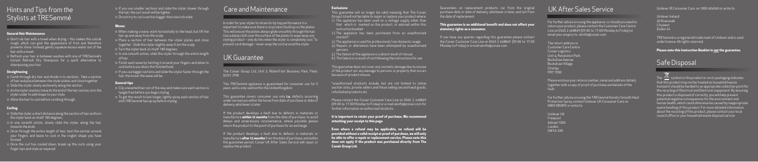# Hints and Tips from the Stylists at TRESemmé

### General Hair Maintenance

- Don't rub hair with a towel when drying – this makes the cuticle rough, which can give the appearance of frizz and therefore prevents shine. Instead, gently squeeze excess water out of the hair with a towel.
- Refresh your hair in between washes with one of TRESemmé's Instant Refresh Dry Shampoos for a quick alternative to shampooing your hair.

### Straightening

- Comb through dry hair and divide in to sections. Take a section of hair and place between the styler plates and close together.
- Slide the styler slowly and evenly along the section.
- As the styler reaches towards the end of the hair section, turn the styler under to add shape to your style.
- Allow the hair to cool before combing through.

### Curling

- Slide the styler a short distance along the section of hair and turn the styler back on itself 180 degrees.
- In one smooth action, slowly slide the styler, along the hair towards the ends.
- Once through the entire length of hair, twirl the section around your fingers and leave to cool in the ringlet shape you have formed.
- Once the curl has cooled down, break up the curls using your finger tips and style as required.
- If you use smaller sections and slide the styler slower through the hair, the curl result will be tighter.
- Do not try to curl a section bigger than one inch wide.

### Waves

- When making a wave, work horizontally to the head, but lift the hair up and away from the scalp.
- Place a section of hair between the styler plates and close together. Slide the styler slightly away from the scalp.
- Turn the styler back on itself 180 degrees.
- In one smooth action, slide the styler through the entire length of hair.
- Finish each wave by twirling it around your fingers and allow to cool before you dress the finished look.
- If you use bigger sections and slide the styler faster through the hair, the looser the wave will be.

### General tips

- Clip unwanted hair out of the way and make sure each section is tangle free before you begin styling.
- To get the result to last longer, lightly spray each section of hair with TRESemmé hairspray before styling.

# Care and Maintenance

In order for your styler to retain its tip top performance it is important to make sure there is no product build up on the plates. This will ensure the plates always glide smoothly through the hair. Use a damp cloth over the surface of the plates to wipe away any styling product – only do this when the styler is completely cool. To prevent cord damage – never wrap the cord around the styler.

# UK Guarantee

The Conair Group Ltd, Unit 3, Waterfront Business Park, Fleet, GU51 3TW.

This TRESemmé appliance is guaranteed for consumer use for 5 years and is only valid within the United Kingdom.

This guarantee covers consumer use only **i.e.** defects occurring under normal use within the home from date of purchase or date of delivery, whichever is later.

If the product develops a fault due to defects in materials or manufacture **within 12 months** from the date of purchase, to avoid delays and unnecessary inconvenience, where possible please return the product to the point of purchase for an exchange.

If the product develops a fault due to defects in materials or manufacture **after 12 months** from the date of purchase, and within the guarantee period, Conair UK After Sales Service will repair or replace the product.

### Exclusions

This guarantee will no longer be valid meaning that The Conair Group Ltd will not be liable to repair or replace your product where:

1.) The appliance has been used on a voltage supply other than that which is marked on the product, or advised within this instruction booklet
2.) The appliance has been purchased from an unauthorised stockist*
3.) The appliance is used for professional / non domestic usage
4.) Repairs or alterations have been attempted by unauthorised persons
5.) The failure of the appliance is a direct result of misuse
6.) The failure is a result of not following the instructions for use

This guarantee does not cover any cosmetic damage due to misuse of the product nor any damage to persons or property that occurs because of product misuse.

*unauthorised stockists include, but are not limited to online auction sites, private sellers and those selling second hand goods, refurbished products etc.

Please contact the Conair Customer Care Line on 0345 2 668869 (09:00 to 17:00 Monday to Friday) or e-mail ukinfo@conair.com for further information on authorised stockists.

**It is important to retain your proof of purchase. We recommend attaching your receipt to this page.**

**Even where a refund may be applicable, no refund will be provided without a valid receipt or proof of purchase, we will only be able to offer a repair or replacement service. Please note this does not apply if the product was purchased directly from The Conair Group Ltd.**

Guarantees on replacement products run from the original purchase date or date of delivery, whichever is later, and not from the date of replacement.

**This guarantee is an additional benefit and does not affect your statutory rights as a consumer.**

If you have any queries regarding this guarantee please contact the Conair Customer Care Line on 0345 2 668869 (09:00 to 17:00 Monday to Friday) or e-mail ukinfo@conair.com

# UK After Sales Service

For further advice on using the appliance or should you need to return your product, please contact the Customer Care Centre Line on 0345 2 668869 (09:00 to 17:00 Monday to Friday) or email your enquiry to ukinfo@conair.com

The return address is:
Customer Care Centre
Conair Logistics
Unit 4, Revolution Park
Buckshaw Avenue
Buckshaw Village
Chorley
PR7 7DW

Please enclose your returns number, name and address details, together with a copy of proof of purchase and details of the fault.

For further advice on using the TRESemmé Keratin Smooth Heat Protection Spray, contact Unilever UK Consumer Care on 0800 585895 or write to:

Unilever UK
Freepost
Admail 1000
London
SW1A 2XX

Unilever IR Consumer Care on 1850 404060 or write to:

Unilever Ireland
20 Riverwalk
Citywest
Dublin 24

TRESemmé is a registered trade mark of Unilever and is used under license. All rights reserved.

**Please note this Instruction Booklet is not the guarantee.**

# Safe Disposal

The symbol on the product or on its packaging indicates that this product may not be treated as household waste. Instead it should be handed to an appropriate collection point for the recycling of Electrical and Electronic equipment. By ensuring this product is disposed of correctly, you will help prevent potential negative consequences for the environment and human health, which could otherwise be caused by inappropriate waste handling of this product. For more detailed information about the recycling of this product, please contact your local council office or your household waste disposal service.